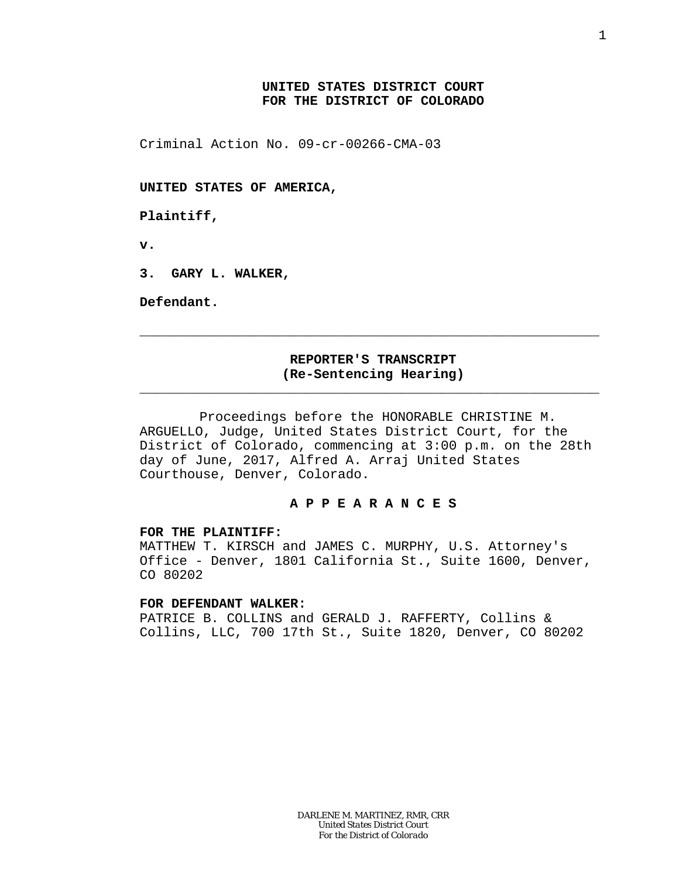**UNITED STATES DISTRICT COURT**
**FOR THE DISTRICT OF COLORADO**

Criminal Action No. 09-cr-00266-CMA-03

**UNITED STATES OF AMERICA,**

**Plaintiff,**

**v.**

**3. GARY L. WALKER,**

**Defendant.**

---

**REPORTER'S TRANSCRIPT**
**(Re-Sentencing Hearing)**

---

Proceedings before the HONORABLE CHRISTINE M. ARGUELLO, Judge, United States District Court, for the District of Colorado, commencing at 3:00 p.m. on the 28th day of June, 2017, Alfred A. Arraj United States Courthouse, Denver, Colorado.

**A P P E A R A N C E S**

**FOR THE PLAINTIFF:**
MATTHEW T. KIRSCH and JAMES C. MURPHY, U.S. Attorney's Office - Denver, 1801 California St., Suite 1600, Denver, CO 80202

**FOR DEFENDANT WALKER:**
PATRICE B. COLLINS and GERALD J. RAFFERTY, Collins & Collins, LLC, 700 17th St., Suite 1820, Denver, CO 80202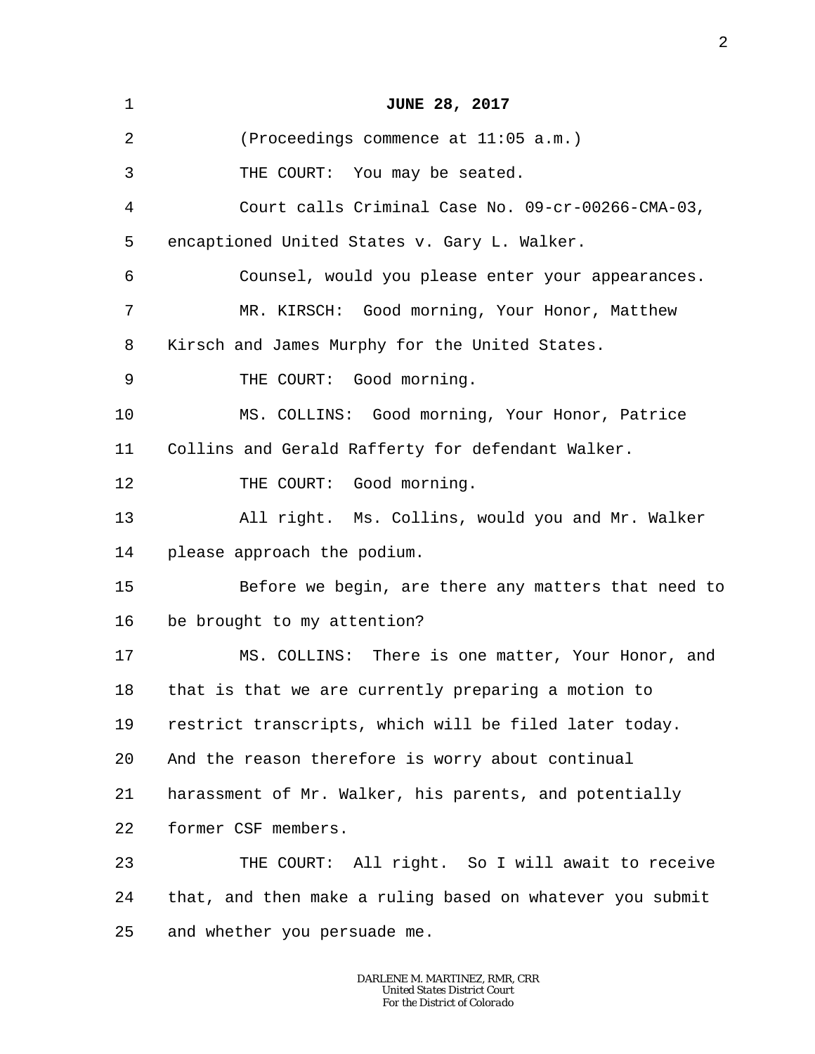**JUNE 28, 2017**

(Proceedings commence at 11:05 a.m.)

THE COURT: You may be seated.

Court calls Criminal Case No. 09-cr-00266-CMA-03, encaptioned United States v. Gary L. Walker.

Counsel, would you please enter your appearances.

MR. KIRSCH: Good morning, Your Honor, Matthew Kirsch and James Murphy for the United States.

THE COURT: Good morning.

MS. COLLINS: Good morning, Your Honor, Patrice Collins and Gerald Rafferty for defendant Walker.

THE COURT: Good morning.

All right. Ms. Collins, would you and Mr. Walker please approach the podium.

Before we begin, are there any matters that need to be brought to my attention?

MS. COLLINS: There is one matter, Your Honor, and that is that we are currently preparing a motion to restrict transcripts, which will be filed later today. And the reason therefore is worry about continual harassment of Mr. Walker, his parents, and potentially former CSF members.

THE COURT: All right. So I will await to receive that, and then make a ruling based on whatever you submit and whether you persuade me.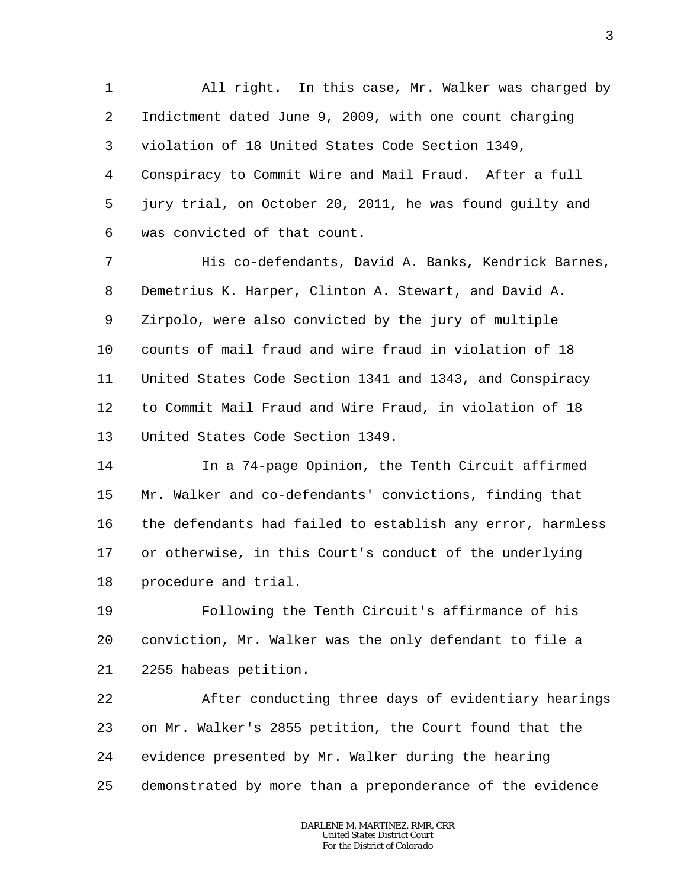All right. In this case, Mr. Walker was charged by Indictment dated June 9, 2009, with one count charging violation of 18 United States Code Section 1349, Conspiracy to Commit Wire and Mail Fraud. After a full jury trial, on October 20, 2011, he was found guilty and was convicted of that count.

His co-defendants, David A. Banks, Kendrick Barnes, Demetrius K. Harper, Clinton A. Stewart, and David A. Zirpolo, were also convicted by the jury of multiple counts of mail fraud and wire fraud in violation of 18 United States Code Section 1341 and 1343, and Conspiracy to Commit Mail Fraud and Wire Fraud, in violation of 18 United States Code Section 1349.

In a 74-page Opinion, the Tenth Circuit affirmed Mr. Walker and co-defendants' convictions, finding that the defendants had failed to establish any error, harmless or otherwise, in this Court's conduct of the underlying procedure and trial.

Following the Tenth Circuit's affirmance of his conviction, Mr. Walker was the only defendant to file a 2255 habeas petition.

After conducting three days of evidentiary hearings on Mr. Walker's 2855 petition, the Court found that the evidence presented by Mr. Walker during the hearing demonstrated by more than a preponderance of the evidence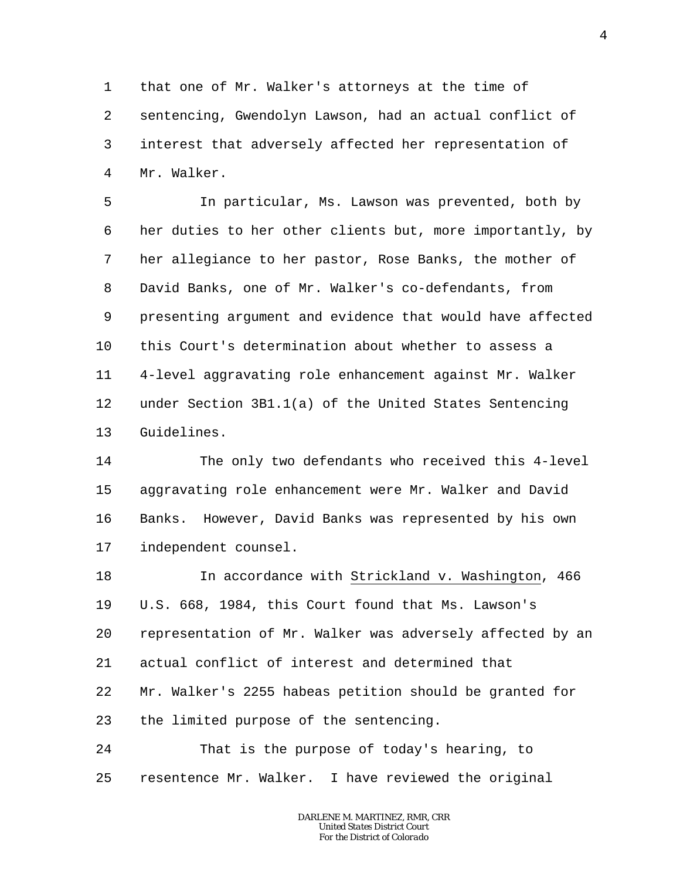that one of Mr. Walker's attorneys at the time of sentencing, Gwendolyn Lawson, had an actual conflict of interest that adversely affected her representation of Mr. Walker.

In particular, Ms. Lawson was prevented, both by her duties to her other clients but, more importantly, by her allegiance to her pastor, Rose Banks, the mother of David Banks, one of Mr. Walker's co-defendants, from presenting argument and evidence that would have affected this Court's determination about whether to assess a 4-level aggravating role enhancement against Mr. Walker under Section 3B1.1(a) of the United States Sentencing Guidelines.

The only two defendants who received this 4-level aggravating role enhancement were Mr. Walker and David Banks. However, David Banks was represented by his own independent counsel.

In accordance with Strickland v. Washington, 466 U.S. 668, 1984, this Court found that Ms. Lawson's representation of Mr. Walker was adversely affected by an actual conflict of interest and determined that Mr. Walker's 2255 habeas petition should be granted for the limited purpose of the sentencing.

That is the purpose of today's hearing, to resentence Mr. Walker. I have reviewed the original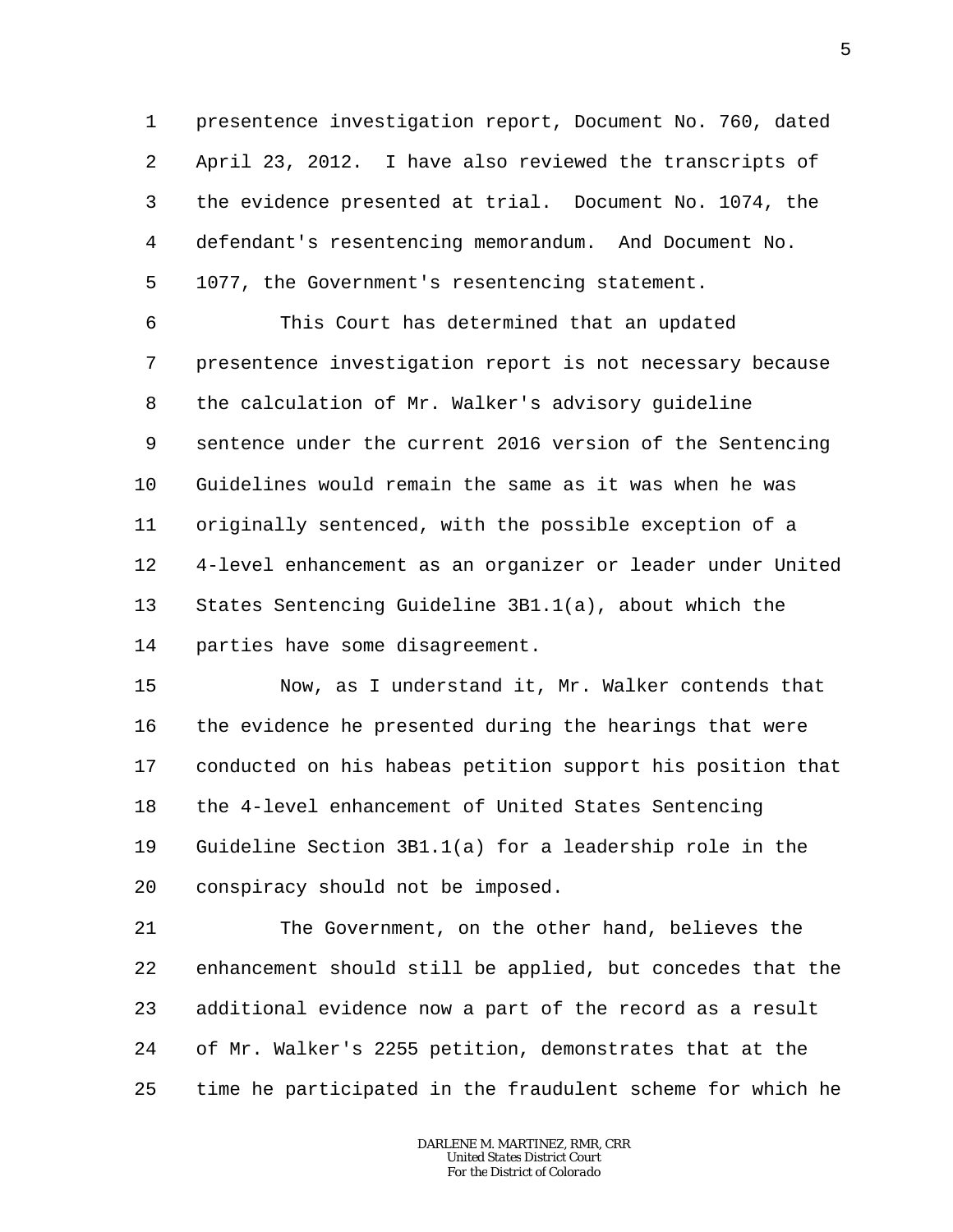presentence investigation report, Document No. 760, dated April 23, 2012. I have also reviewed the transcripts of the evidence presented at trial. Document No. 1074, the defendant's resentencing memorandum. And Document No. 1077, the Government's resentencing statement.

This Court has determined that an updated presentence investigation report is not necessary because the calculation of Mr. Walker's advisory guideline sentence under the current 2016 version of the Sentencing Guidelines would remain the same as it was when he was originally sentenced, with the possible exception of a 4-level enhancement as an organizer or leader under United States Sentencing Guideline 3B1.1(a), about which the parties have some disagreement.

Now, as I understand it, Mr. Walker contends that the evidence he presented during the hearings that were conducted on his habeas petition support his position that the 4-level enhancement of United States Sentencing Guideline Section 3B1.1(a) for a leadership role in the conspiracy should not be imposed.

The Government, on the other hand, believes the enhancement should still be applied, but concedes that the additional evidence now a part of the record as a result of Mr. Walker's 2255 petition, demonstrates that at the time he participated in the fraudulent scheme for which he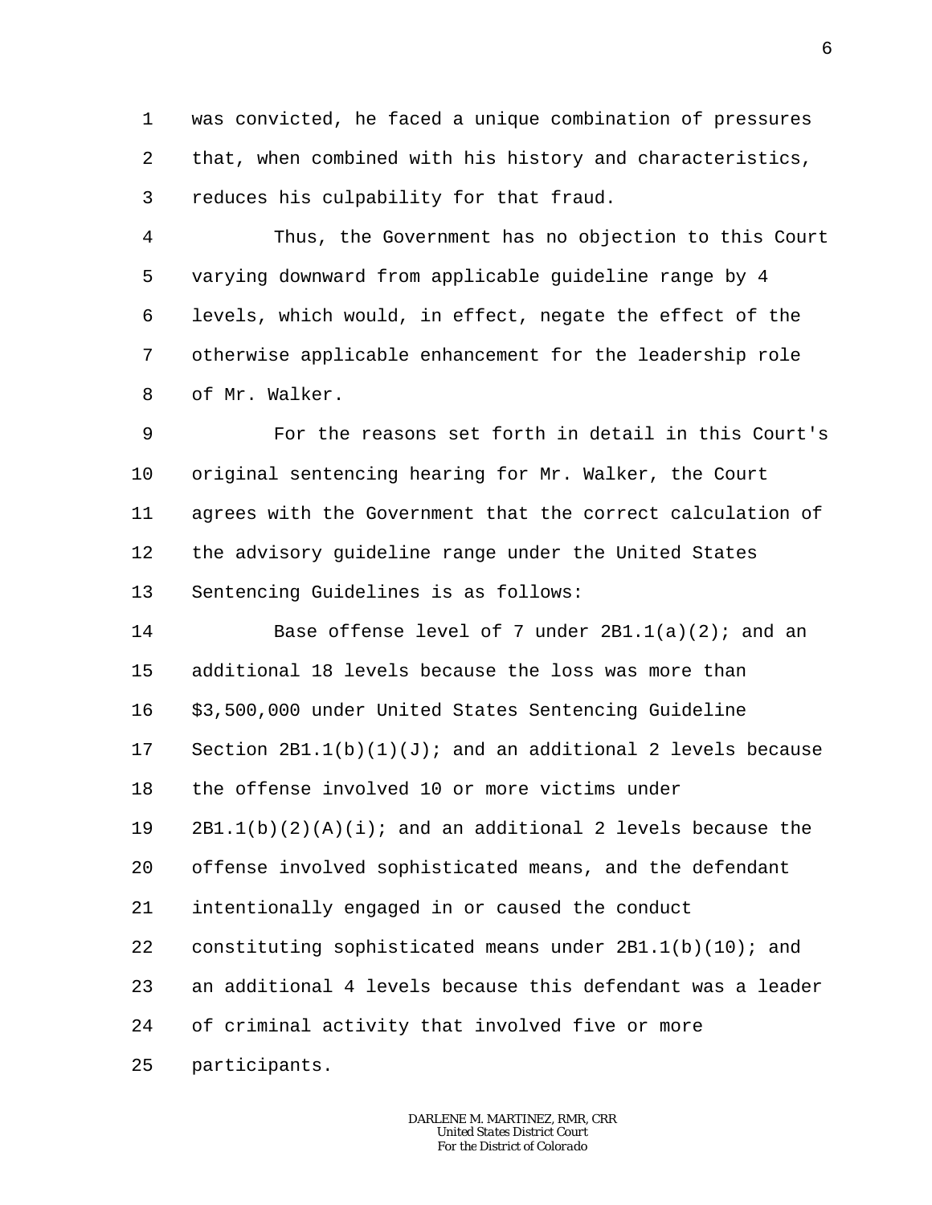was convicted, he faced a unique combination of pressures that, when combined with his history and characteristics, reduces his culpability for that fraud.

Thus, the Government has no objection to this Court varying downward from applicable guideline range by 4 levels, which would, in effect, negate the effect of the otherwise applicable enhancement for the leadership role of Mr. Walker.

For the reasons set forth in detail in this Court's original sentencing hearing for Mr. Walker, the Court agrees with the Government that the correct calculation of the advisory guideline range under the United States Sentencing Guidelines is as follows:

Base offense level of 7 under 2B1.1(a)(2); and an additional 18 levels because the loss was more than $3,500,000 under United States Sentencing Guideline Section 2B1.1(b)(1)(J); and an additional 2 levels because the offense involved 10 or more victims under 2B1.1(b)(2)(A)(i); and an additional 2 levels because the offense involved sophisticated means, and the defendant intentionally engaged in or caused the conduct constituting sophisticated means under 2B1.1(b)(10); and an additional 4 levels because this defendant was a leader of criminal activity that involved five or more participants.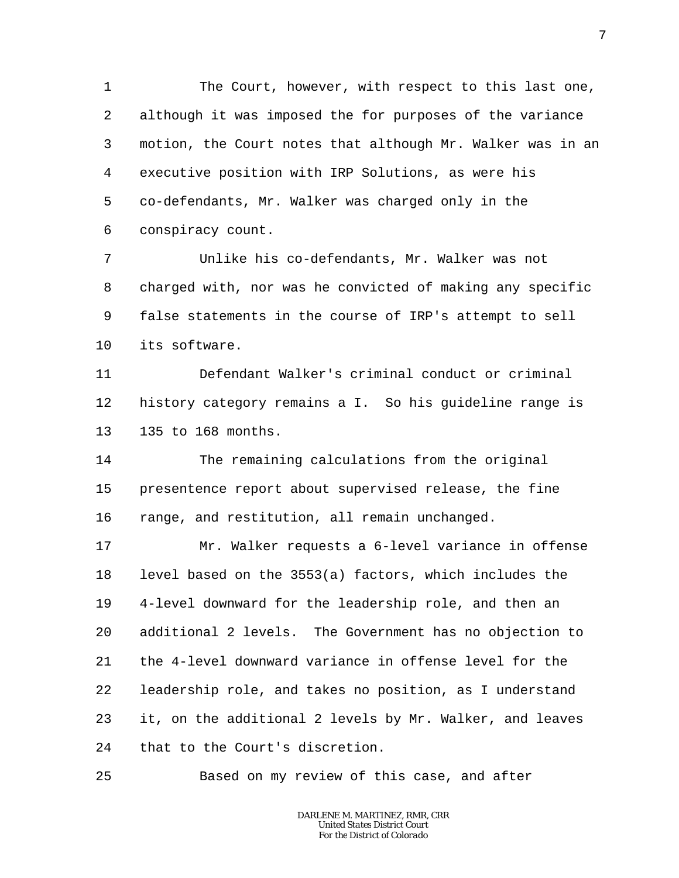The Court, however, with respect to this last one, although it was imposed the for purposes of the variance motion, the Court notes that although Mr. Walker was in an executive position with IRP Solutions, as were his co-defendants, Mr. Walker was charged only in the conspiracy count.

Unlike his co-defendants, Mr. Walker was not charged with, nor was he convicted of making any specific false statements in the course of IRP's attempt to sell its software.

Defendant Walker's criminal conduct or criminal history category remains a I. So his guideline range is 135 to 168 months.

The remaining calculations from the original presentence report about supervised release, the fine range, and restitution, all remain unchanged.

Mr. Walker requests a 6-level variance in offense level based on the 3553(a) factors, which includes the 4-level downward for the leadership role, and then an additional 2 levels. The Government has no objection to the 4-level downward variance in offense level for the leadership role, and takes no position, as I understand it, on the additional 2 levels by Mr. Walker, and leaves that to the Court's discretion.

Based on my review of this case, and after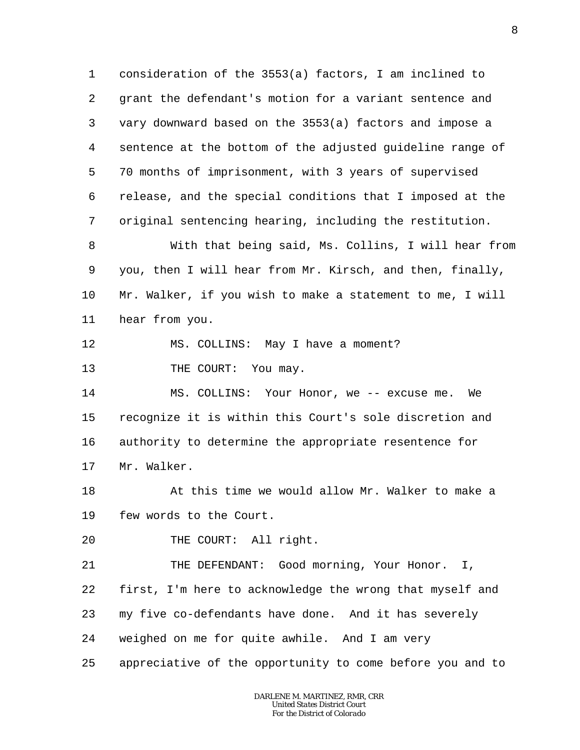consideration of the 3553(a) factors, I am inclined to grant the defendant's motion for a variant sentence and vary downward based on the 3553(a) factors and impose a sentence at the bottom of the adjusted guideline range of 70 months of imprisonment, with 3 years of supervised release, and the special conditions that I imposed at the original sentencing hearing, including the restitution.

With that being said, Ms. Collins, I will hear from you, then I will hear from Mr. Kirsch, and then, finally, Mr. Walker, if you wish to make a statement to me, I will hear from you.

MS. COLLINS: May I have a moment?

THE COURT: You may.

MS. COLLINS: Your Honor, we -- excuse me. We recognize it is within this Court's sole discretion and authority to determine the appropriate resentence for Mr. Walker.

At this time we would allow Mr. Walker to make a few words to the Court.

THE COURT: All right.

THE DEFENDANT: Good morning, Your Honor. I, first, I'm here to acknowledge the wrong that myself and my five co-defendants have done. And it has severely weighed on me for quite awhile. And I am very appreciative of the opportunity to come before you and to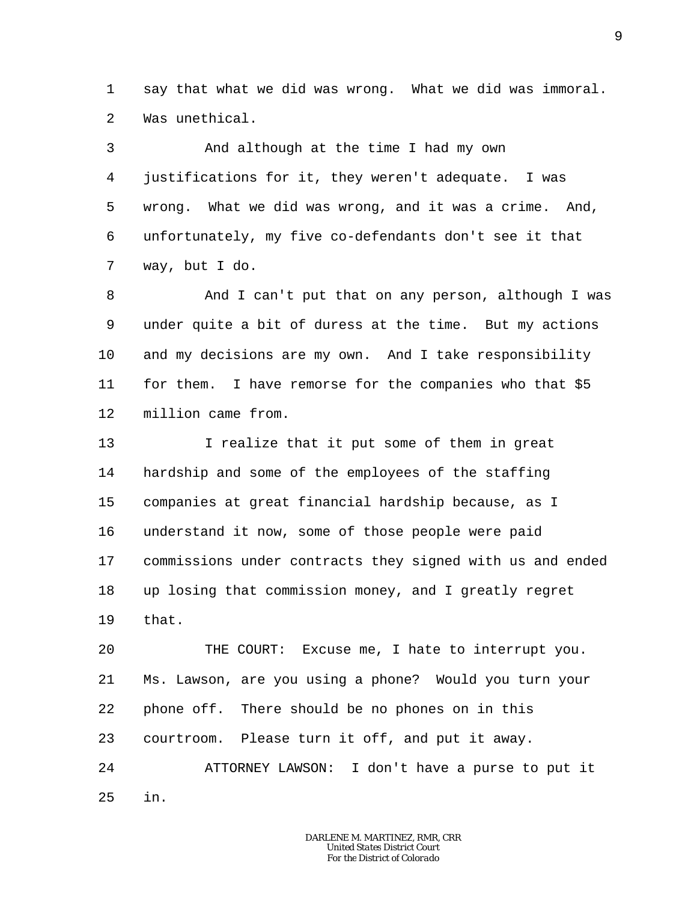say that what we did was wrong. What we did was immoral. Was unethical.

And although at the time I had my own justifications for it, they weren't adequate. I was wrong. What we did was wrong, and it was a crime. And, unfortunately, my five co-defendants don't see it that way, but I do.

And I can't put that on any person, although I was under quite a bit of duress at the time. But my actions and my decisions are my own. And I take responsibility for them. I have remorse for the companies who that $5 million came from.

I realize that it put some of them in great hardship and some of the employees of the staffing companies at great financial hardship because, as I understand it now, some of those people were paid commissions under contracts they signed with us and ended up losing that commission money, and I greatly regret that.

THE COURT: Excuse me, I hate to interrupt you. Ms. Lawson, are you using a phone? Would you turn your phone off. There should be no phones on in this courtroom. Please turn it off, and put it away.

ATTORNEY LAWSON: I don't have a purse to put it in.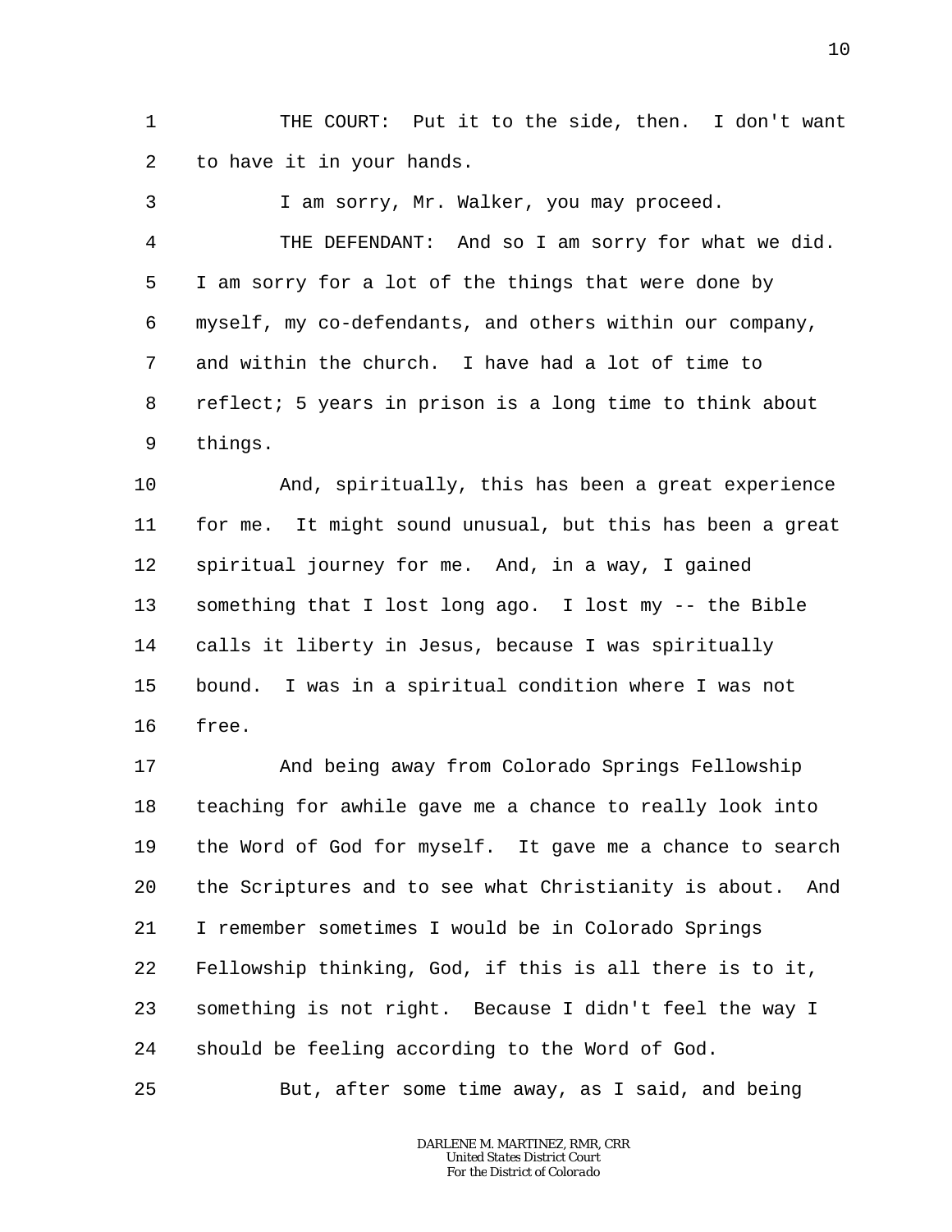THE COURT: Put it to the side, then. I don't want to have it in your hands.

I am sorry, Mr. Walker, you may proceed.

THE DEFENDANT: And so I am sorry for what we did. I am sorry for a lot of the things that were done by myself, my co-defendants, and others within our company, and within the church. I have had a lot of time to reflect; 5 years in prison is a long time to think about things.

And, spiritually, this has been a great experience for me. It might sound unusual, but this has been a great spiritual journey for me. And, in a way, I gained something that I lost long ago. I lost my -- the Bible calls it liberty in Jesus, because I was spiritually bound. I was in a spiritual condition where I was not free.

And being away from Colorado Springs Fellowship teaching for awhile gave me a chance to really look into the Word of God for myself. It gave me a chance to search the Scriptures and to see what Christianity is about. And I remember sometimes I would be in Colorado Springs Fellowship thinking, God, if this is all there is to it, something is not right. Because I didn't feel the way I should be feeling according to the Word of God.

But, after some time away, as I said, and being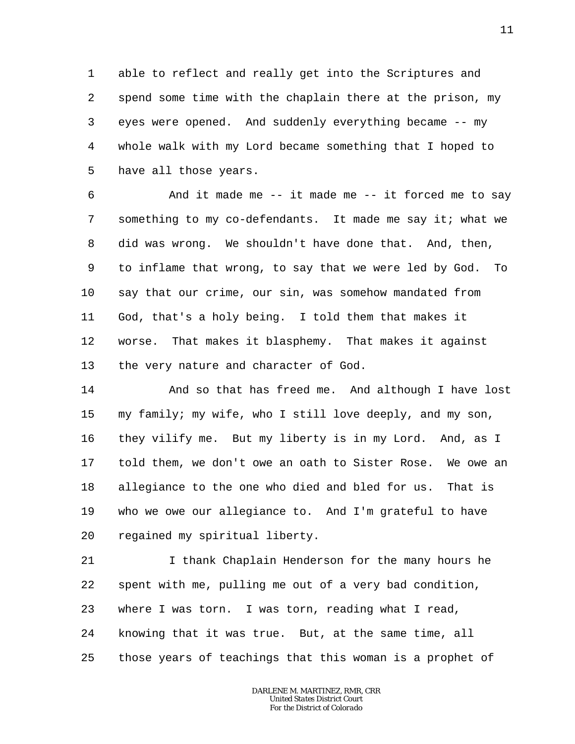able to reflect and really get into the Scriptures and spend some time with the chaplain there at the prison, my eyes were opened. And suddenly everything became -- my whole walk with my Lord became something that I hoped to have all those years.

And it made me -- it made me -- it forced me to say something to my co-defendants. It made me say it; what we did was wrong. We shouldn't have done that. And, then, to inflame that wrong, to say that we were led by God. To say that our crime, our sin, was somehow mandated from God, that's a holy being. I told them that makes it worse. That makes it blasphemy. That makes it against the very nature and character of God.

And so that has freed me. And although I have lost my family; my wife, who I still love deeply, and my son, they vilify me. But my liberty is in my Lord. And, as I told them, we don't owe an oath to Sister Rose. We owe an allegiance to the one who died and bled for us. That is who we owe our allegiance to. And I'm grateful to have regained my spiritual liberty.

I thank Chaplain Henderson for the many hours he spent with me, pulling me out of a very bad condition, where I was torn. I was torn, reading what I read, knowing that it was true. But, at the same time, all those years of teachings that this woman is a prophet of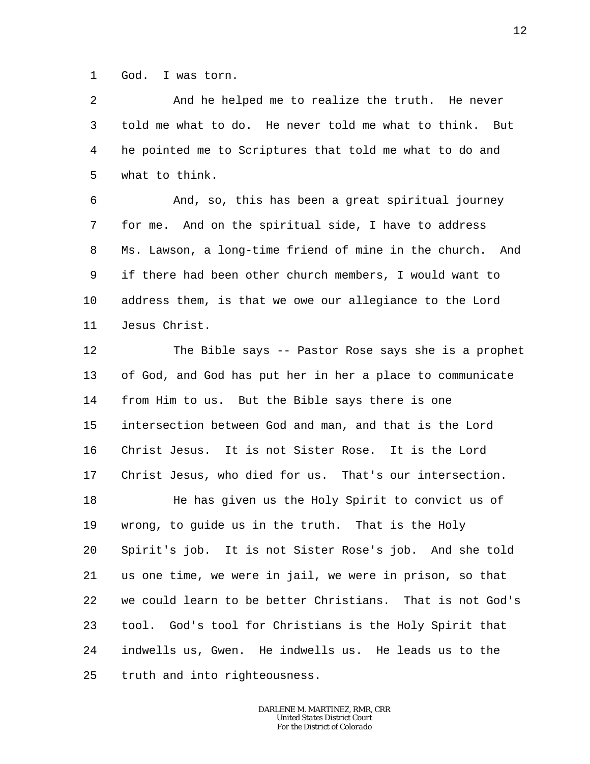God. I was torn.

And he helped me to realize the truth. He never told me what to do. He never told me what to think. But he pointed me to Scriptures that told me what to do and what to think.

And, so, this has been a great spiritual journey for me. And on the spiritual side, I have to address Ms. Lawson, a long-time friend of mine in the church. And if there had been other church members, I would want to address them, is that we owe our allegiance to the Lord Jesus Christ.

The Bible says -- Pastor Rose says she is a prophet of God, and God has put her in her a place to communicate from Him to us. But the Bible says there is one intersection between God and man, and that is the Lord Christ Jesus. It is not Sister Rose. It is the Lord Christ Jesus, who died for us. That's our intersection.

He has given us the Holy Spirit to convict us of wrong, to guide us in the truth. That is the Holy Spirit's job. It is not Sister Rose's job. And she told us one time, we were in jail, we were in prison, so that we could learn to be better Christians. That is not God's tool. God's tool for Christians is the Holy Spirit that indwells us, Gwen. He indwells us. He leads us to the truth and into righteousness.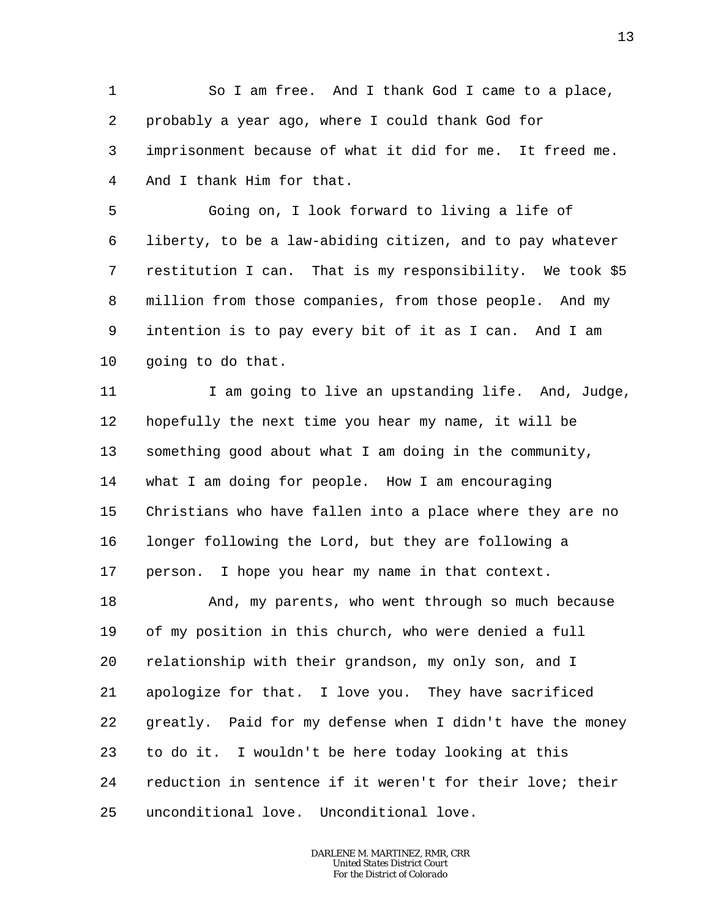So I am free. And I thank God I came to a place, probably a year ago, where I could thank God for imprisonment because of what it did for me. It freed me. And I thank Him for that.

Going on, I look forward to living a life of liberty, to be a law-abiding citizen, and to pay whatever restitution I can. That is my responsibility. We took $5 million from those companies, from those people. And my intention is to pay every bit of it as I can. And I am going to do that.

I am going to live an upstanding life. And, Judge, hopefully the next time you hear my name, it will be something good about what I am doing in the community, what I am doing for people. How I am encouraging Christians who have fallen into a place where they are no longer following the Lord, but they are following a person. I hope you hear my name in that context.

And, my parents, who went through so much because of my position in this church, who were denied a full relationship with their grandson, my only son, and I apologize for that. I love you. They have sacrificed greatly. Paid for my defense when I didn't have the money to do it. I wouldn't be here today looking at this reduction in sentence if it weren't for their love; their unconditional love. Unconditional love.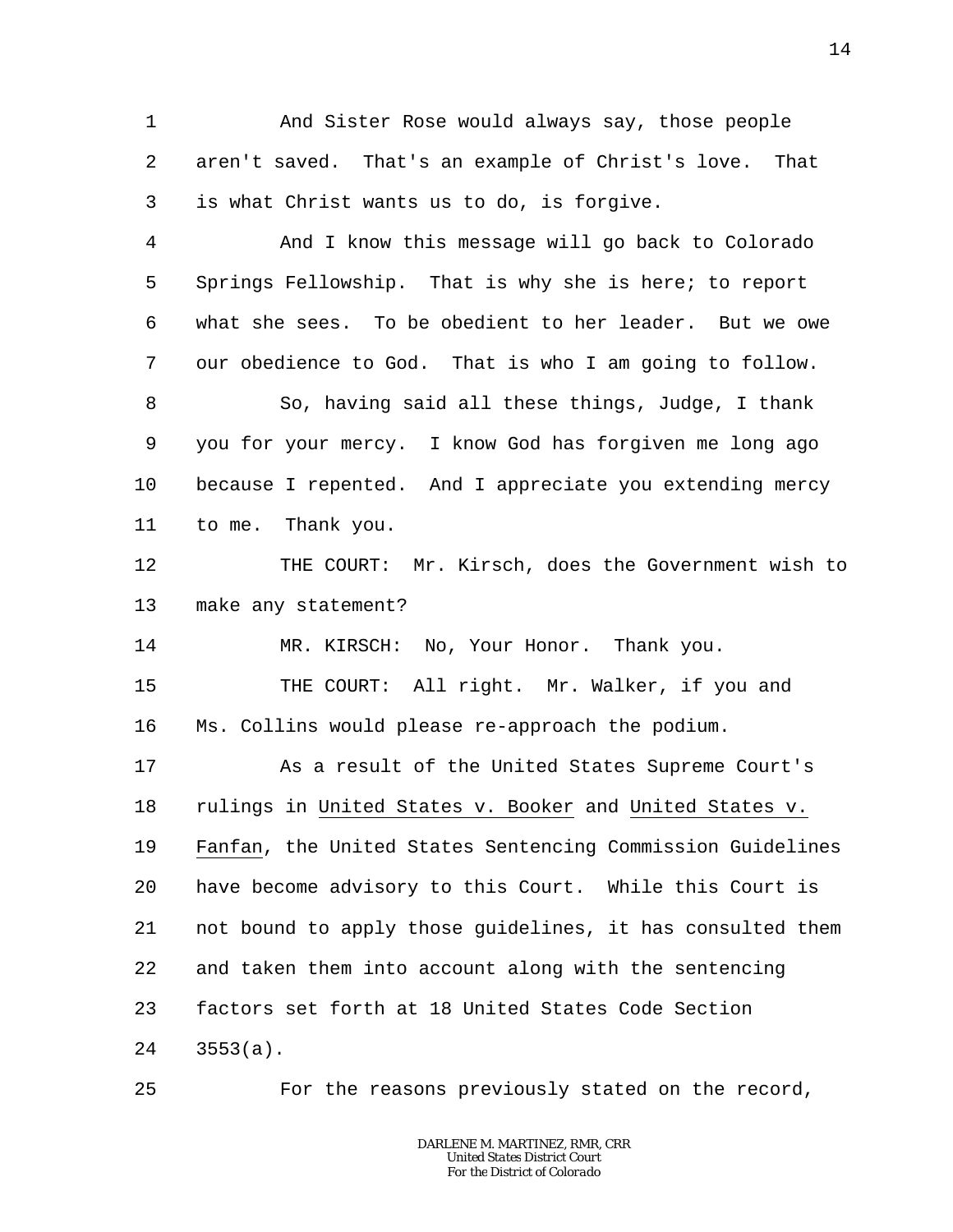And Sister Rose would always say, those people aren't saved. That's an example of Christ's love. That is what Christ wants us to do, is forgive.

And I know this message will go back to Colorado Springs Fellowship. That is why she is here; to report what she sees. To be obedient to her leader. But we owe our obedience to God. That is who I am going to follow.

So, having said all these things, Judge, I thank you for your mercy. I know God has forgiven me long ago because I repented. And I appreciate you extending mercy to me. Thank you.

THE COURT: Mr. Kirsch, does the Government wish to make any statement?

MR. KIRSCH: No, Your Honor. Thank you.

THE COURT: All right. Mr. Walker, if you and Ms. Collins would please re-approach the podium.

As a result of the United States Supreme Court's rulings in United States v. Booker and United States v. Fanfan, the United States Sentencing Commission Guidelines have become advisory to this Court. While this Court is not bound to apply those guidelines, it has consulted them and taken them into account along with the sentencing factors set forth at 18 United States Code Section 3553(a).

For the reasons previously stated on the record,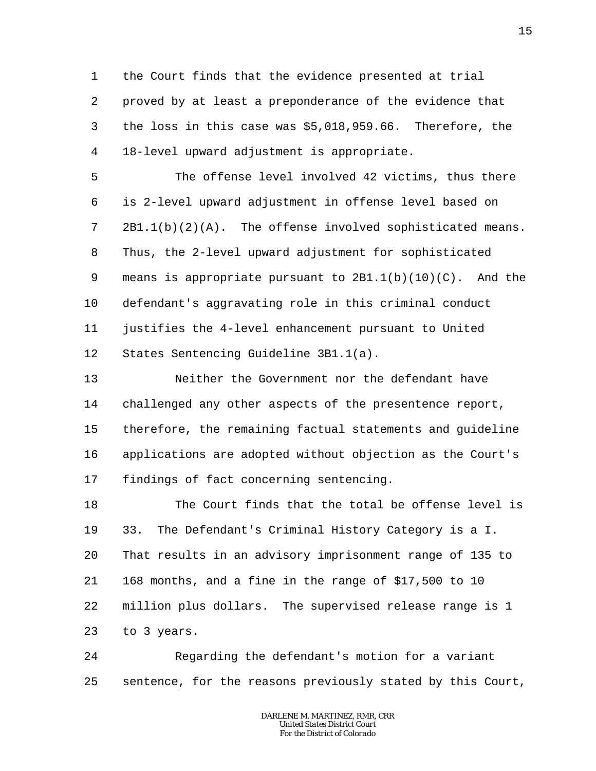the Court finds that the evidence presented at trial proved by at least a preponderance of the evidence that the loss in this case was $5,018,959.66. Therefore, the 18-level upward adjustment is appropriate.

The offense level involved 42 victims, thus there is 2-level upward adjustment in offense level based on 2B1.1(b)(2)(A). The offense involved sophisticated means. Thus, the 2-level upward adjustment for sophisticated means is appropriate pursuant to 2B1.1(b)(10)(C). And the defendant's aggravating role in this criminal conduct justifies the 4-level enhancement pursuant to United States Sentencing Guideline 3B1.1(a).

Neither the Government nor the defendant have challenged any other aspects of the presentence report, therefore, the remaining factual statements and guideline applications are adopted without objection as the Court's findings of fact concerning sentencing.

The Court finds that the total be offense level is 33. The Defendant's Criminal History Category is a I. That results in an advisory imprisonment range of 135 to 168 months, and a fine in the range of $17,500 to 10 million plus dollars. The supervised release range is 1 to 3 years.

Regarding the defendant's motion for a variant sentence, for the reasons previously stated by this Court,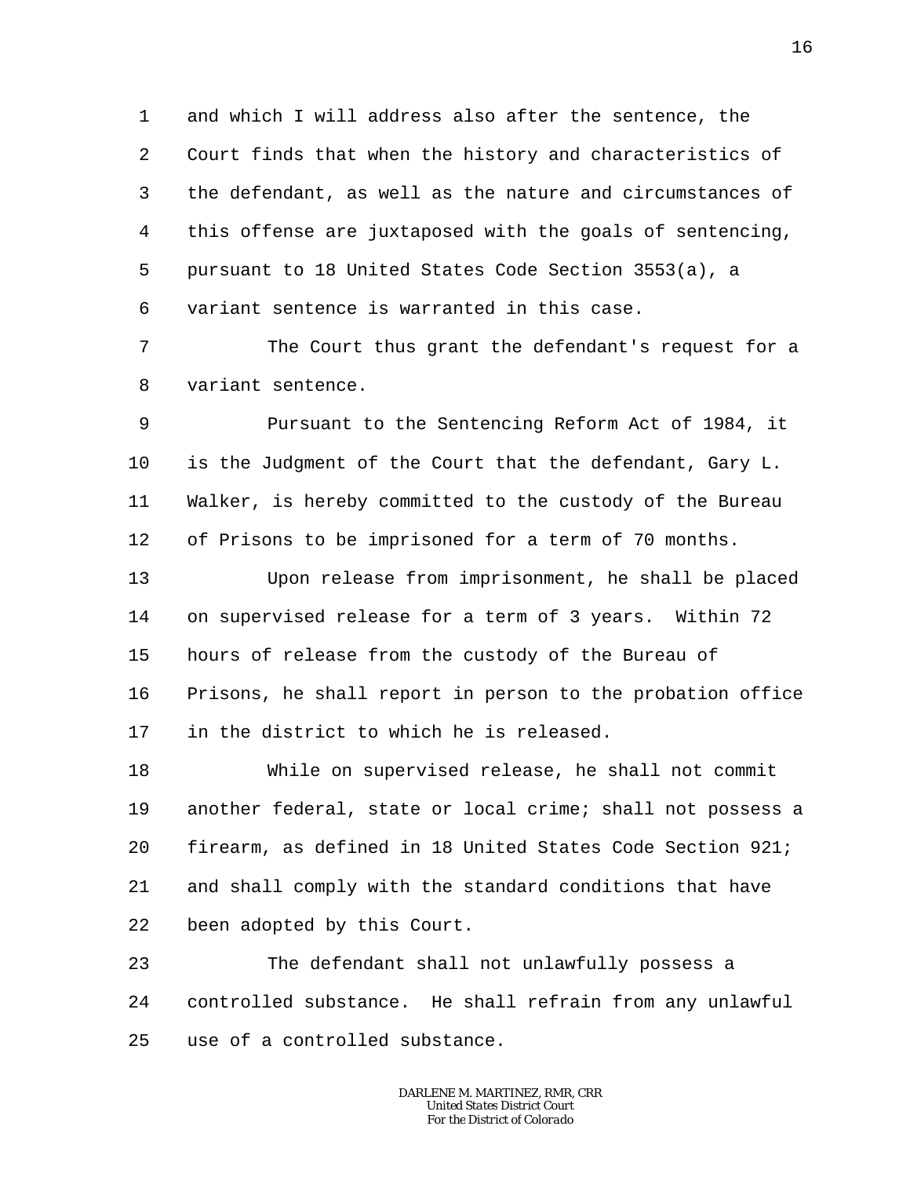and which I will address also after the sentence, the Court finds that when the history and characteristics of the defendant, as well as the nature and circumstances of this offense are juxtaposed with the goals of sentencing, pursuant to 18 United States Code Section 3553(a), a variant sentence is warranted in this case.

The Court thus grant the defendant's request for a variant sentence.

Pursuant to the Sentencing Reform Act of 1984, it is the Judgment of the Court that the defendant, Gary L. Walker, is hereby committed to the custody of the Bureau of Prisons to be imprisoned for a term of 70 months.

Upon release from imprisonment, he shall be placed on supervised release for a term of 3 years. Within 72 hours of release from the custody of the Bureau of Prisons, he shall report in person to the probation office in the district to which he is released.

While on supervised release, he shall not commit another federal, state or local crime; shall not possess a firearm, as defined in 18 United States Code Section 921; and shall comply with the standard conditions that have been adopted by this Court.

The defendant shall not unlawfully possess a controlled substance. He shall refrain from any unlawful use of a controlled substance.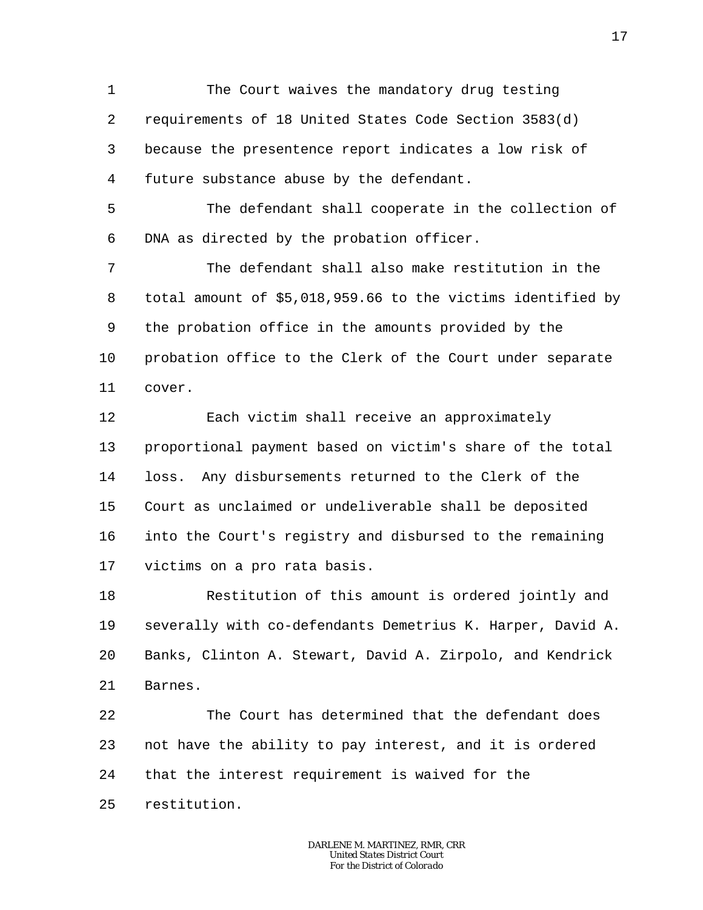The Court waives the mandatory drug testing requirements of 18 United States Code Section 3583(d) because the presentence report indicates a low risk of future substance abuse by the defendant.

The defendant shall cooperate in the collection of DNA as directed by the probation officer.

The defendant shall also make restitution in the total amount of $5,018,959.66 to the victims identified by the probation office in the amounts provided by the probation office to the Clerk of the Court under separate cover.

Each victim shall receive an approximately proportional payment based on victim's share of the total loss. Any disbursements returned to the Clerk of the Court as unclaimed or undeliverable shall be deposited into the Court's registry and disbursed to the remaining victims on a pro rata basis.

Restitution of this amount is ordered jointly and severally with co-defendants Demetrius K. Harper, David A. Banks, Clinton A. Stewart, David A. Zirpolo, and Kendrick Barnes.

The Court has determined that the defendant does not have the ability to pay interest, and it is ordered that the interest requirement is waived for the restitution.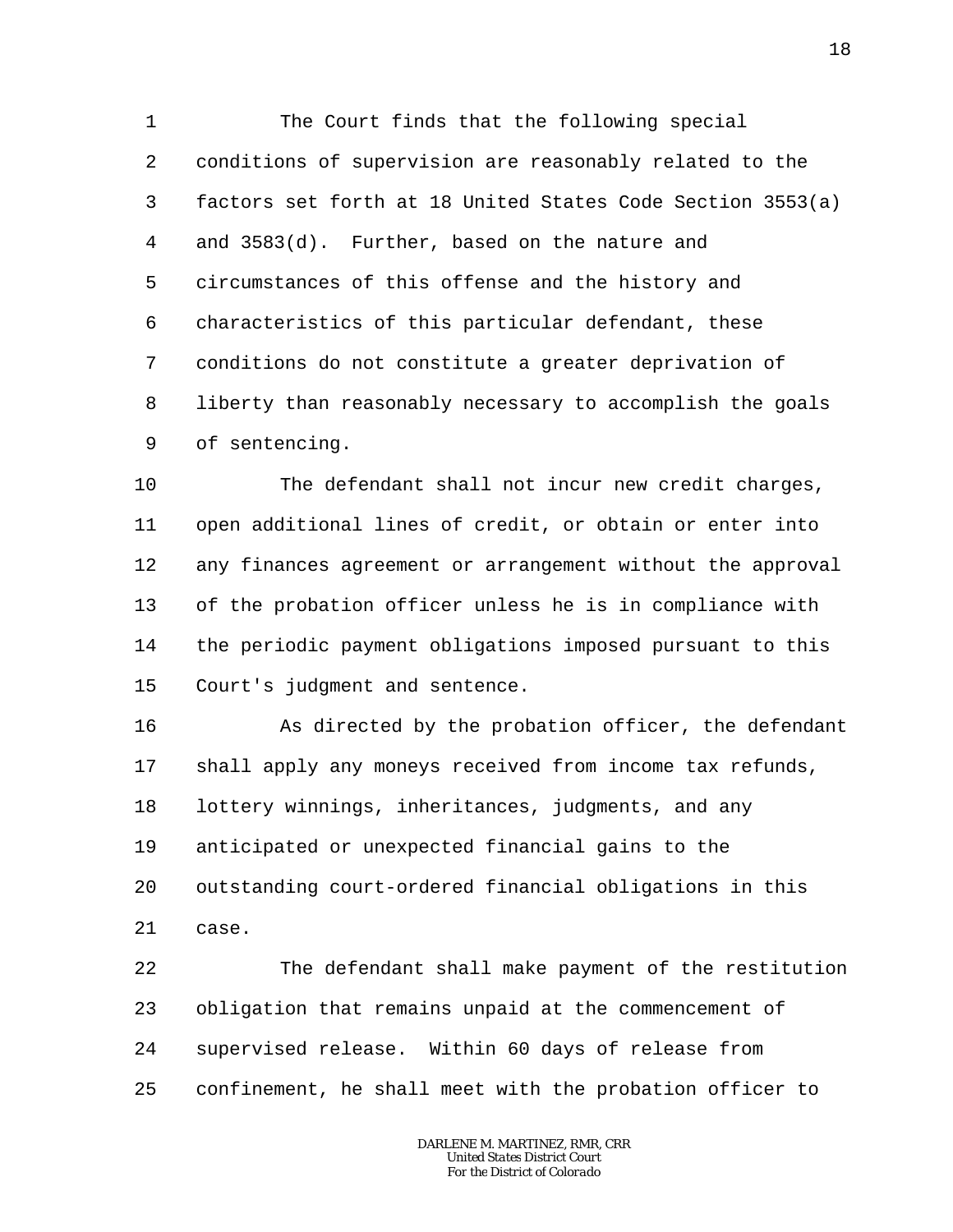The Court finds that the following special conditions of supervision are reasonably related to the factors set forth at 18 United States Code Section 3553(a) and 3583(d). Further, based on the nature and circumstances of this offense and the history and characteristics of this particular defendant, these conditions do not constitute a greater deprivation of liberty than reasonably necessary to accomplish the goals of sentencing.

The defendant shall not incur new credit charges, open additional lines of credit, or obtain or enter into any finances agreement or arrangement without the approval of the probation officer unless he is in compliance with the periodic payment obligations imposed pursuant to this Court's judgment and sentence.

As directed by the probation officer, the defendant shall apply any moneys received from income tax refunds, lottery winnings, inheritances, judgments, and any anticipated or unexpected financial gains to the outstanding court-ordered financial obligations in this case.

The defendant shall make payment of the restitution obligation that remains unpaid at the commencement of supervised release. Within 60 days of release from confinement, he shall meet with the probation officer to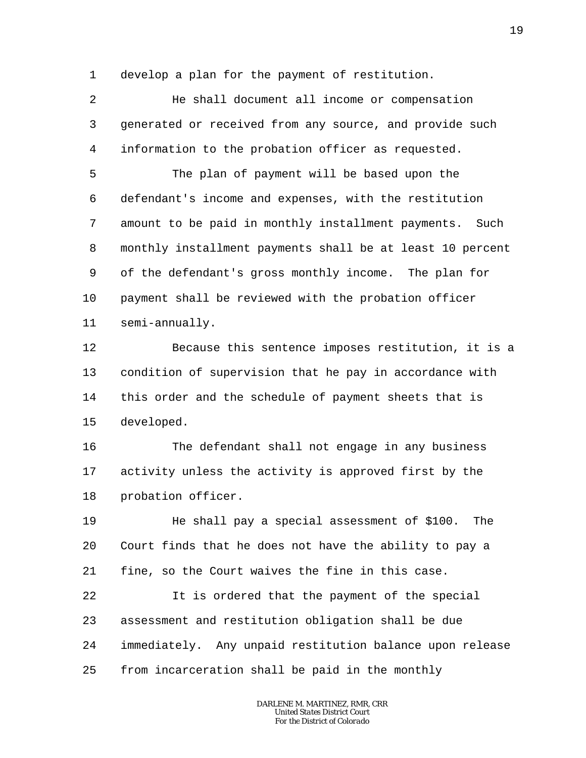develop a plan for the payment of restitution.

He shall document all income or compensation generated or received from any source, and provide such information to the probation officer as requested.

The plan of payment will be based upon the defendant's income and expenses, with the restitution amount to be paid in monthly installment payments. Such monthly installment payments shall be at least 10 percent of the defendant's gross monthly income. The plan for payment shall be reviewed with the probation officer semi-annually.

Because this sentence imposes restitution, it is a condition of supervision that he pay in accordance with this order and the schedule of payment sheets that is developed.

The defendant shall not engage in any business activity unless the activity is approved first by the probation officer.

He shall pay a special assessment of $100. The Court finds that he does not have the ability to pay a fine, so the Court waives the fine in this case.

It is ordered that the payment of the special assessment and restitution obligation shall be due immediately. Any unpaid restitution balance upon release from incarceration shall be paid in the monthly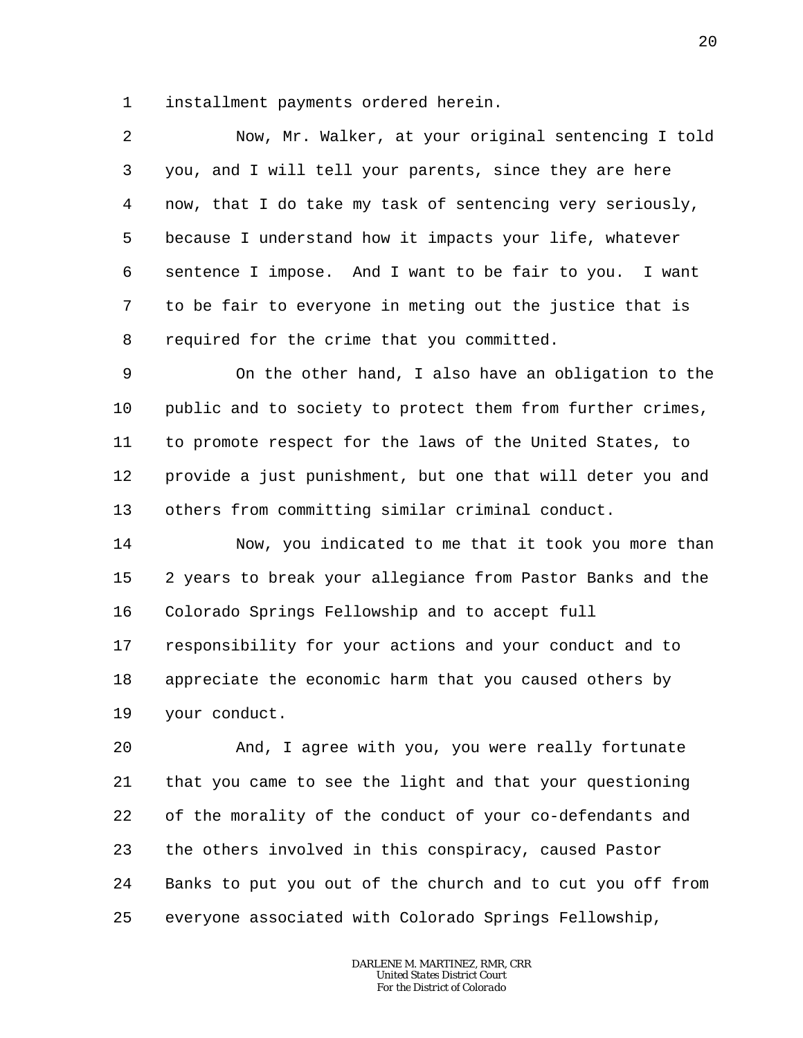installment payments ordered herein.

Now, Mr. Walker, at your original sentencing I told you, and I will tell your parents, since they are here now, that I do take my task of sentencing very seriously, because I understand how it impacts your life, whatever sentence I impose. And I want to be fair to you. I want to be fair to everyone in meting out the justice that is required for the crime that you committed.

On the other hand, I also have an obligation to the public and to society to protect them from further crimes, to promote respect for the laws of the United States, to provide a just punishment, but one that will deter you and others from committing similar criminal conduct.

Now, you indicated to me that it took you more than 2 years to break your allegiance from Pastor Banks and the Colorado Springs Fellowship and to accept full responsibility for your actions and your conduct and to appreciate the economic harm that you caused others by your conduct.

And, I agree with you, you were really fortunate that you came to see the light and that your questioning of the morality of the conduct of your co-defendants and the others involved in this conspiracy, caused Pastor Banks to put you out of the church and to cut you off from everyone associated with Colorado Springs Fellowship,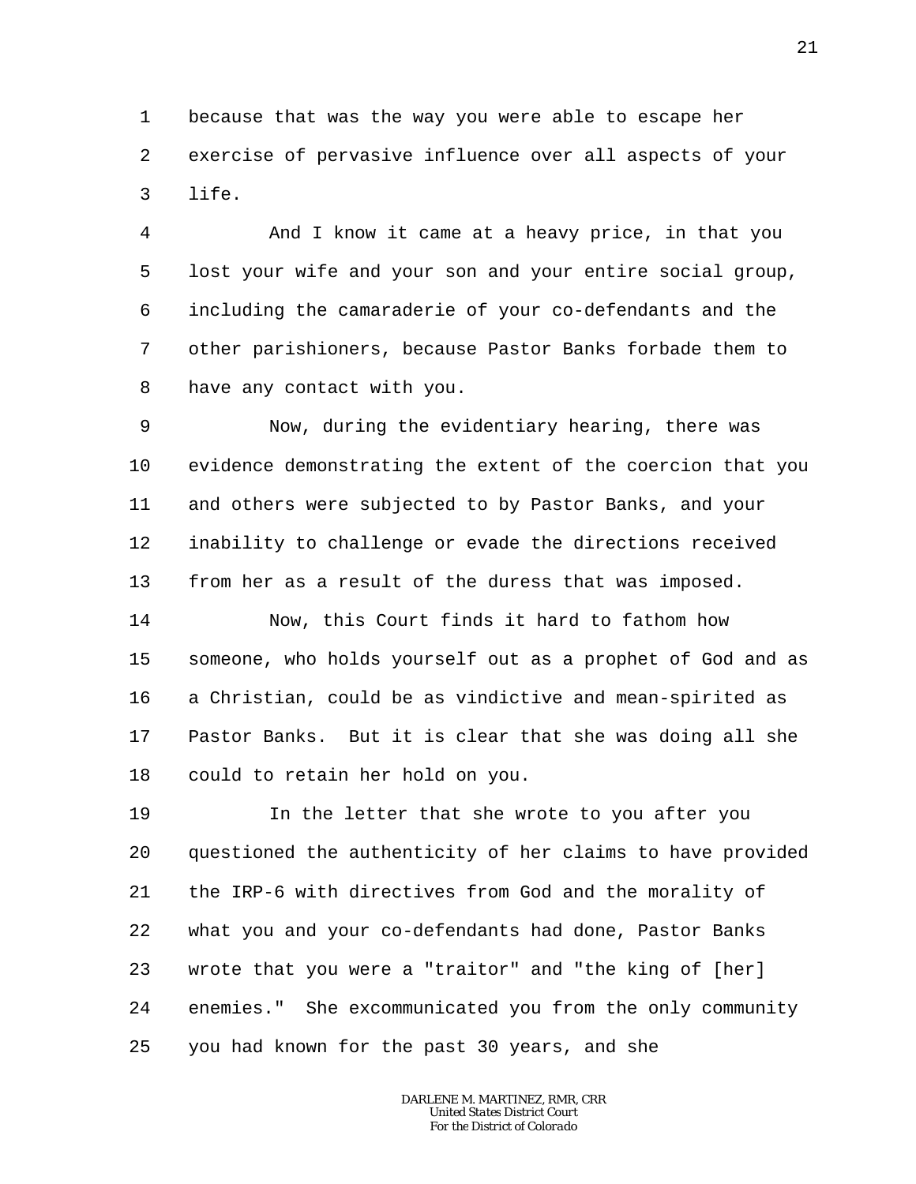because that was the way you were able to escape her exercise of pervasive influence over all aspects of your life.

And I know it came at a heavy price, in that you lost your wife and your son and your entire social group, including the camaraderie of your co-defendants and the other parishioners, because Pastor Banks forbade them to have any contact with you.

Now, during the evidentiary hearing, there was evidence demonstrating the extent of the coercion that you and others were subjected to by Pastor Banks, and your inability to challenge or evade the directions received from her as a result of the duress that was imposed.

Now, this Court finds it hard to fathom how someone, who holds yourself out as a prophet of God and as a Christian, could be as vindictive and mean-spirited as Pastor Banks. But it is clear that she was doing all she could to retain her hold on you.

In the letter that she wrote to you after you questioned the authenticity of her claims to have provided the IRP-6 with directives from God and the morality of what you and your co-defendants had done, Pastor Banks wrote that you were a "traitor" and "the king of [her] enemies." She excommunicated you from the only community you had known for the past 30 years, and she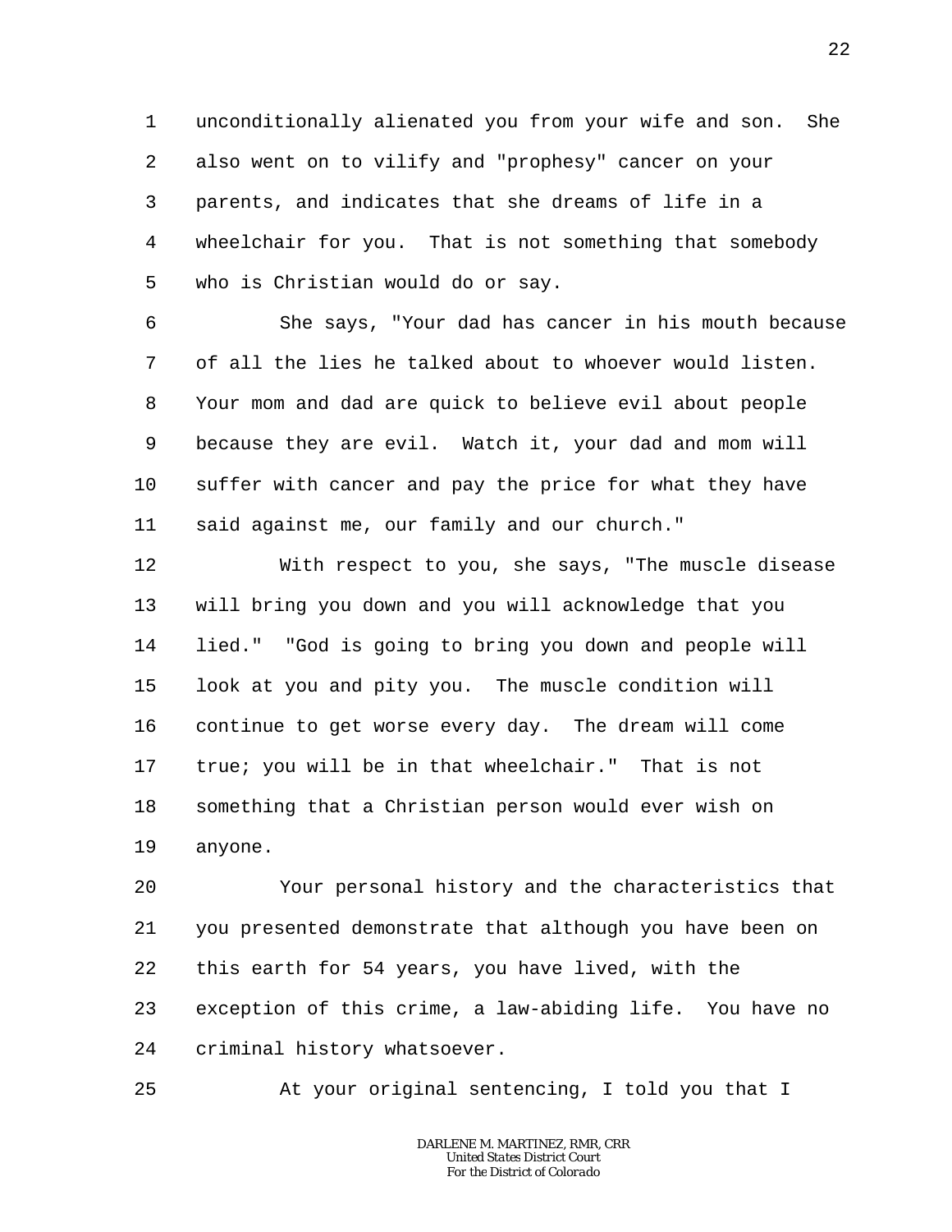unconditionally alienated you from your wife and son. She also went on to vilify and "prophesy" cancer on your parents, and indicates that she dreams of life in a wheelchair for you. That is not something that somebody who is Christian would do or say.

She says, "Your dad has cancer in his mouth because of all the lies he talked about to whoever would listen. Your mom and dad are quick to believe evil about people because they are evil. Watch it, your dad and mom will suffer with cancer and pay the price for what they have said against me, our family and our church."

With respect to you, she says, "The muscle disease will bring you down and you will acknowledge that you lied." "God is going to bring you down and people will look at you and pity you. The muscle condition will continue to get worse every day. The dream will come true; you will be in that wheelchair." That is not something that a Christian person would ever wish on anyone.

Your personal history and the characteristics that you presented demonstrate that although you have been on this earth for 54 years, you have lived, with the exception of this crime, a law-abiding life. You have no criminal history whatsoever.

At your original sentencing, I told you that I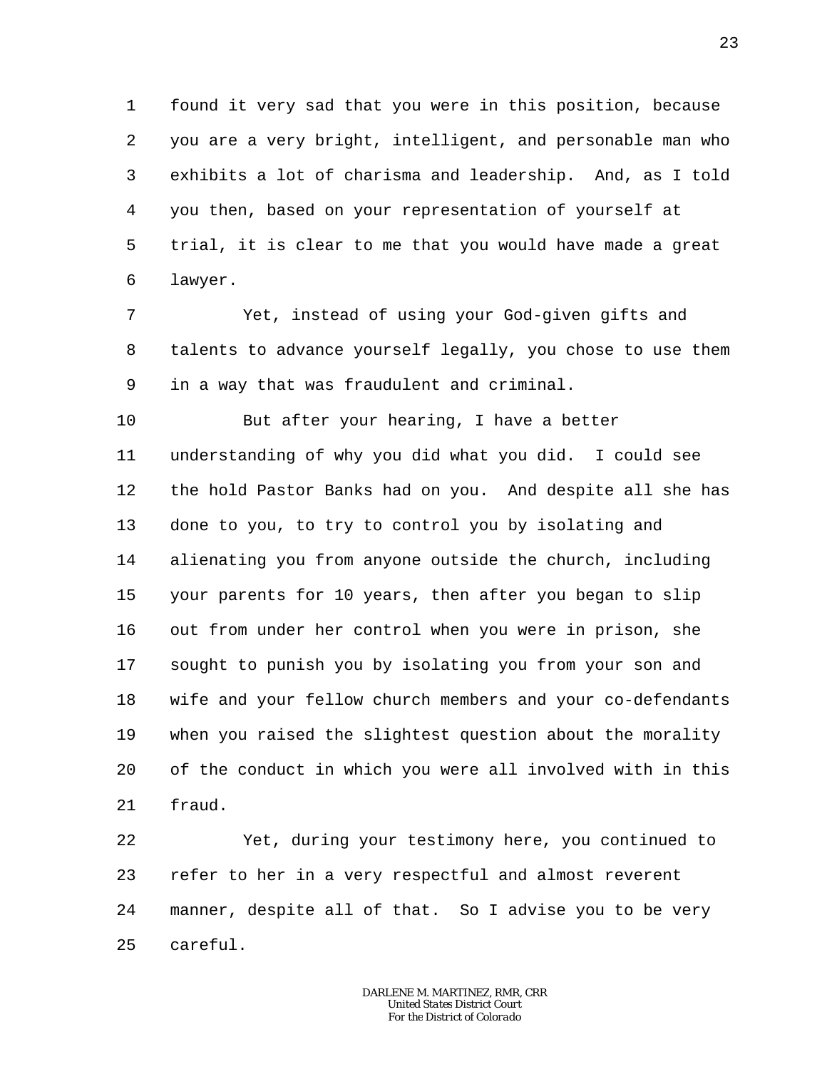found it very sad that you were in this position, because you are a very bright, intelligent, and personable man who exhibits a lot of charisma and leadership. And, as I told you then, based on your representation of yourself at trial, it is clear to me that you would have made a great lawyer.

Yet, instead of using your God-given gifts and talents to advance yourself legally, you chose to use them in a way that was fraudulent and criminal.

But after your hearing, I have a better understanding of why you did what you did. I could see the hold Pastor Banks had on you. And despite all she has done to you, to try to control you by isolating and alienating you from anyone outside the church, including your parents for 10 years, then after you began to slip out from under her control when you were in prison, she sought to punish you by isolating you from your son and wife and your fellow church members and your co-defendants when you raised the slightest question about the morality of the conduct in which you were all involved with in this fraud.

Yet, during your testimony here, you continued to refer to her in a very respectful and almost reverent manner, despite all of that. So I advise you to be very careful.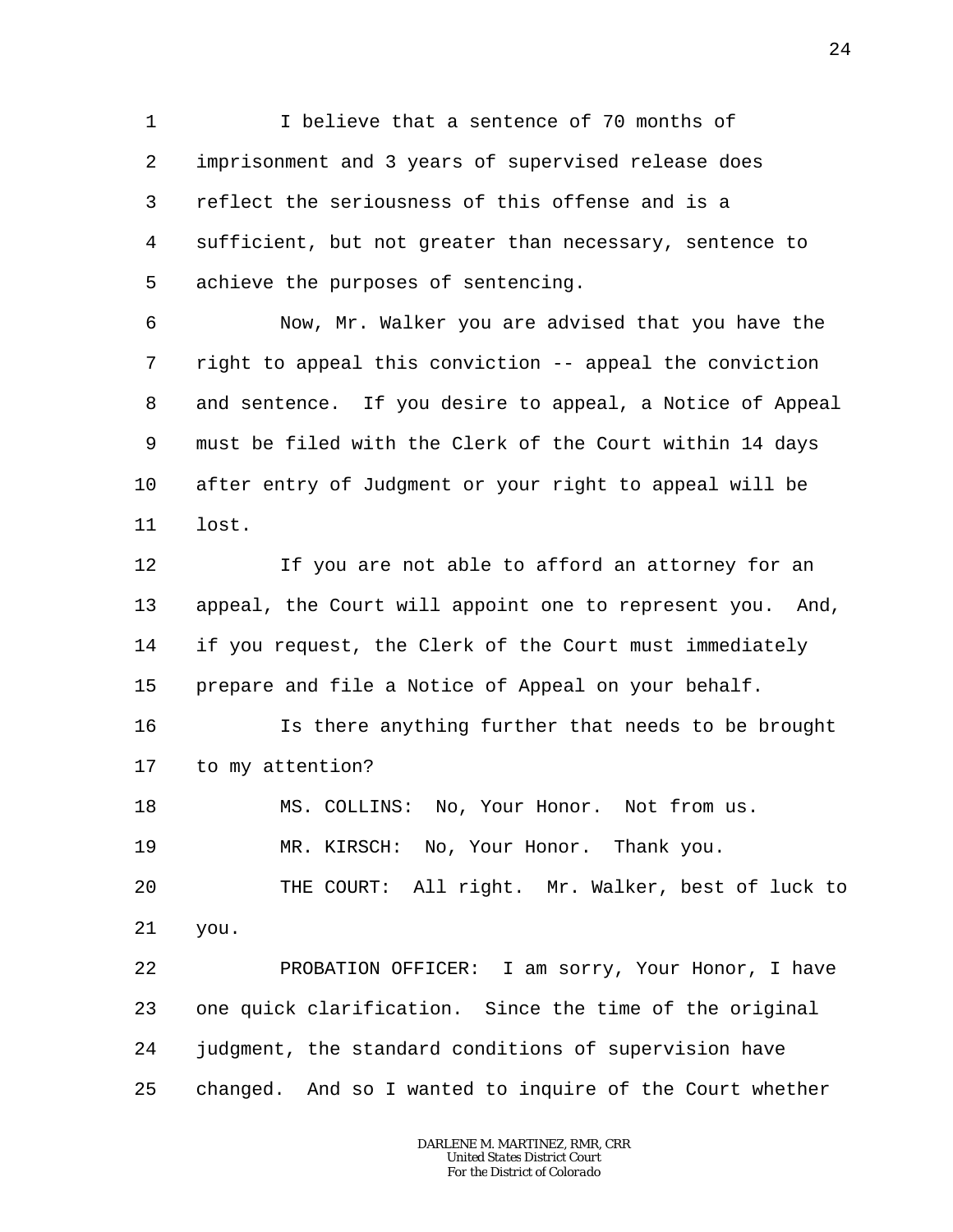I believe that a sentence of 70 months of imprisonment and 3 years of supervised release does reflect the seriousness of this offense and is a sufficient, but not greater than necessary, sentence to achieve the purposes of sentencing.

Now, Mr. Walker you are advised that you have the right to appeal this conviction -- appeal the conviction and sentence. If you desire to appeal, a Notice of Appeal must be filed with the Clerk of the Court within 14 days after entry of Judgment or your right to appeal will be lost.

If you are not able to afford an attorney for an appeal, the Court will appoint one to represent you. And, if you request, the Clerk of the Court must immediately prepare and file a Notice of Appeal on your behalf.

Is there anything further that needs to be brought to my attention?

MS. COLLINS: No, Your Honor. Not from us.

MR. KIRSCH: No, Your Honor. Thank you.

THE COURT: All right. Mr. Walker, best of luck to you.

PROBATION OFFICER: I am sorry, Your Honor, I have one quick clarification. Since the time of the original judgment, the standard conditions of supervision have changed. And so I wanted to inquire of the Court whether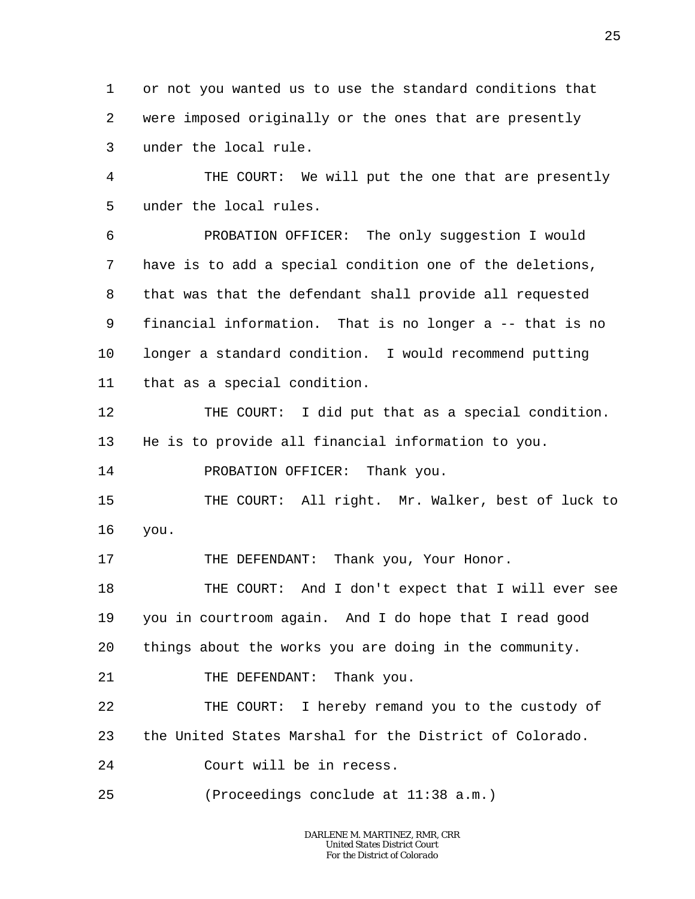or not you wanted us to use the standard conditions that were imposed originally or the ones that are presently under the local rule.

THE COURT: We will put the one that are presently under the local rules.

PROBATION OFFICER: The only suggestion I would have is to add a special condition one of the deletions, that was that the defendant shall provide all requested financial information. That is no longer a -- that is no longer a standard condition. I would recommend putting that as a special condition.

THE COURT: I did put that as a special condition. He is to provide all financial information to you.

PROBATION OFFICER: Thank you.

THE COURT: All right. Mr. Walker, best of luck to you.

THE DEFENDANT: Thank you, Your Honor.

THE COURT: And I don't expect that I will ever see you in courtroom again. And I do hope that I read good things about the works you are doing in the community.

THE DEFENDANT: Thank you.

THE COURT: I hereby remand you to the custody of the United States Marshal for the District of Colorado.

Court will be in recess.

(Proceedings conclude at 11:38 a.m.)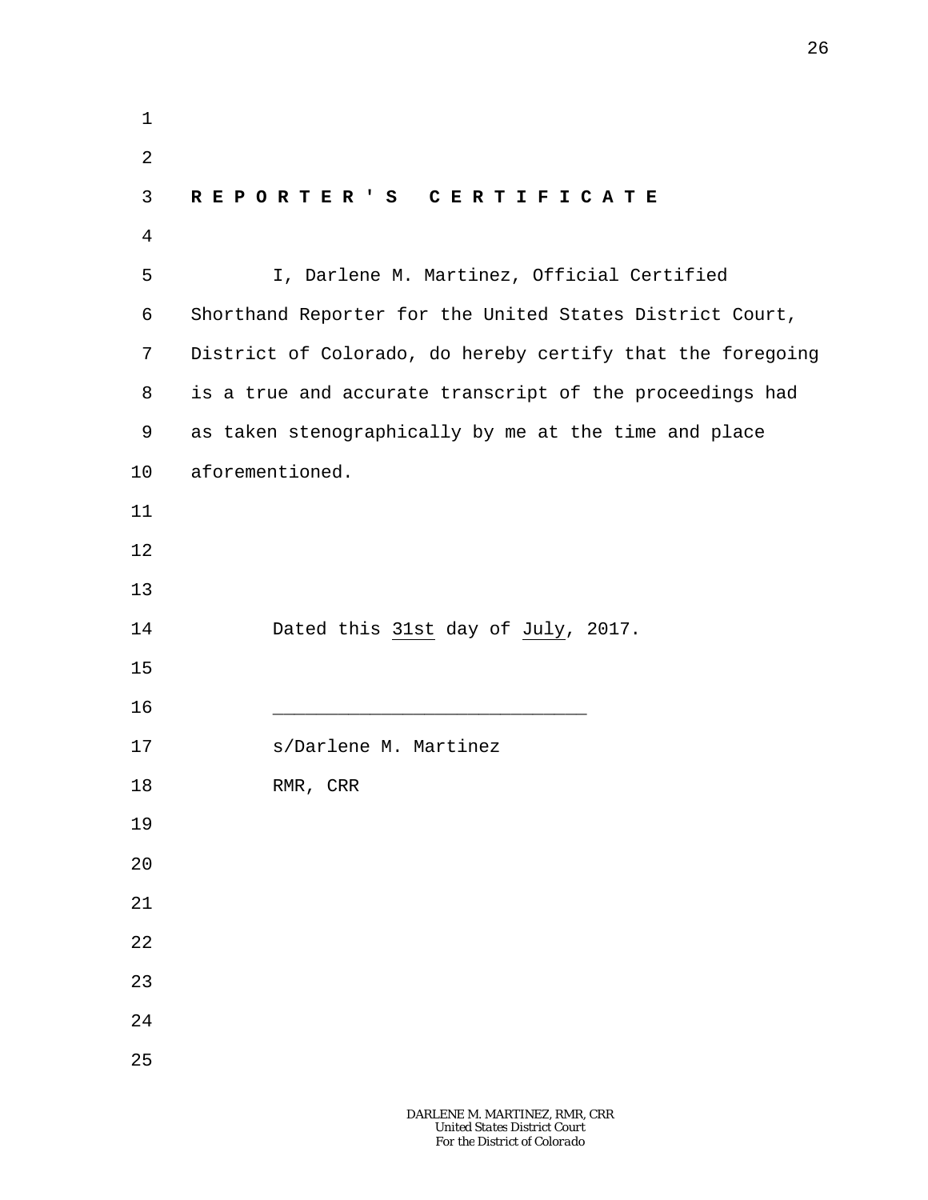# REPORTER'S CERTIFICATE

I, Darlene M. Martinez, Official Certified Shorthand Reporter for the United States District Court, District of Colorado, do hereby certify that the foregoing is a true and accurate transcript of the proceedings had as taken stenographically by me at the time and place aforementioned.

Dated this 31st day of July, 2017.

\_\_\_\_\_\_\_\_\_\_\_\_\_\_\_\_\_\_\_\_\_\_\_\_\_\_\_\_\_\_

s/Darlene M. Martinez

RMR, CRR